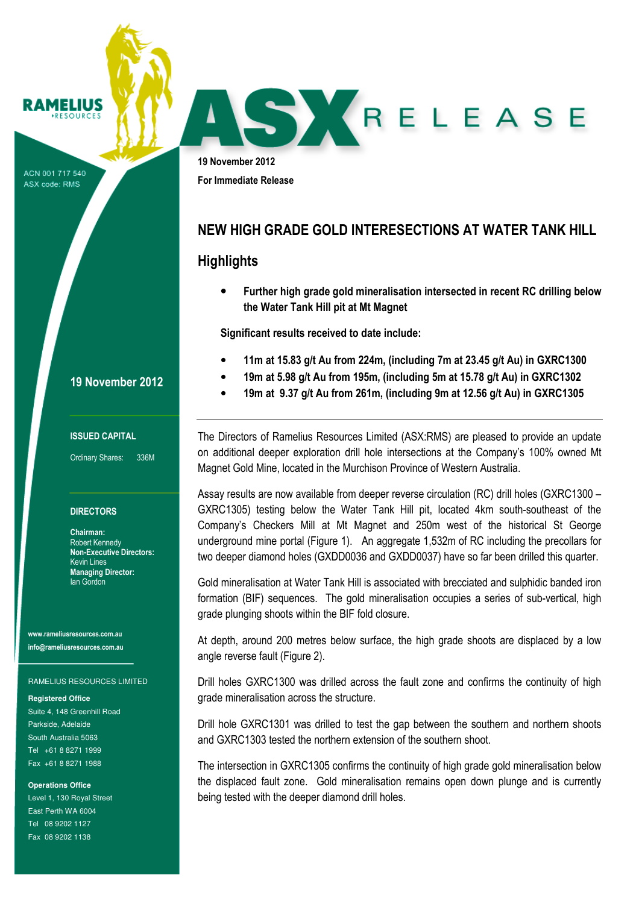RAMELIUS RESOURCES

ACN 001 717 540
ASX code: RMS

# ASX RELEASE

**19 November 2012**

**For Immediate Release**

## NEW HIGH GRADE GOLD INTERESECTIONS AT WATER TANK HILL

## Highlights

- **Further high grade gold mineralisation intersected in recent RC drilling below the Water Tank Hill pit at Mt Magnet**

**Significant results received to date include:**

- **11m at 15.83 g/t Au from 224m, (including 7m at 23.45 g/t Au) in GXRC1300**
- **19m at 5.98 g/t Au from 195m, (including 5m at 15.78 g/t Au) in GXRC1302**
- **19m at 9.37 g/t Au from 261m, (including 9m at 12.56 g/t Au) in GXRC1305**

---

The Directors of Ramelius Resources Limited (ASX:RMS) are pleased to provide an update on additional deeper exploration drill hole intersections at the Company's 100% owned Mt Magnet Gold Mine, located in the Murchison Province of Western Australia.

Assay results are now available from deeper reverse circulation (RC) drill holes (GXRC1300 – GXRC1305) testing below the Water Tank Hill pit, located 4km south-southeast of the Company's Checkers Mill at Mt Magnet and 250m west of the historical St George underground mine portal (Figure 1). An aggregate 1,532m of RC including the precollars for two deeper diamond holes (GXDD0036 and GXDD0037) have so far been drilled this quarter.

Gold mineralisation at Water Tank Hill is associated with brecciated and sulphidic banded iron formation (BIF) sequences. The gold mineralisation occupies a series of sub-vertical, high grade plunging shoots within the BIF fold closure.

At depth, around 200 metres below surface, the high grade shoots are displaced by a low angle reverse fault (Figure 2).

Drill holes GXRC1300 was drilled across the fault zone and confirms the continuity of high grade mineralisation across the structure.

Drill hole GXRC1301 was drilled to test the gap between the southern and northern shoots and GXRC1303 tested the northern extension of the southern shoot.

The intersection in GXRC1305 confirms the continuity of high grade gold mineralisation below the displaced fault zone. Gold mineralisation remains open down plunge and is currently being tested with the deeper diamond drill holes.

---

**19 November 2012**

**ISSUED CAPITAL**

Ordinary Shares: 336M

**DIRECTORS**

**Chairman:**
Robert Kennedy
**Non-Executive Directors:**
Kevin Lines
**Managing Director:**
Ian Gordon

**www.rameliusresources.com.au**
**info@rameliusresources.com.au**

RAMELIUS RESOURCES LIMITED

**Registered Office**
Suite 4, 148 Greenhill Road
Parkside, Adelaide
South Australia 5063
Tel +61 8 8271 1999
Fax +61 8 8271 1988

**Operations Office**
Level 1, 130 Royal Street
East Perth WA 6004
Tel 08 9202 1127
Fax 08 9202 1138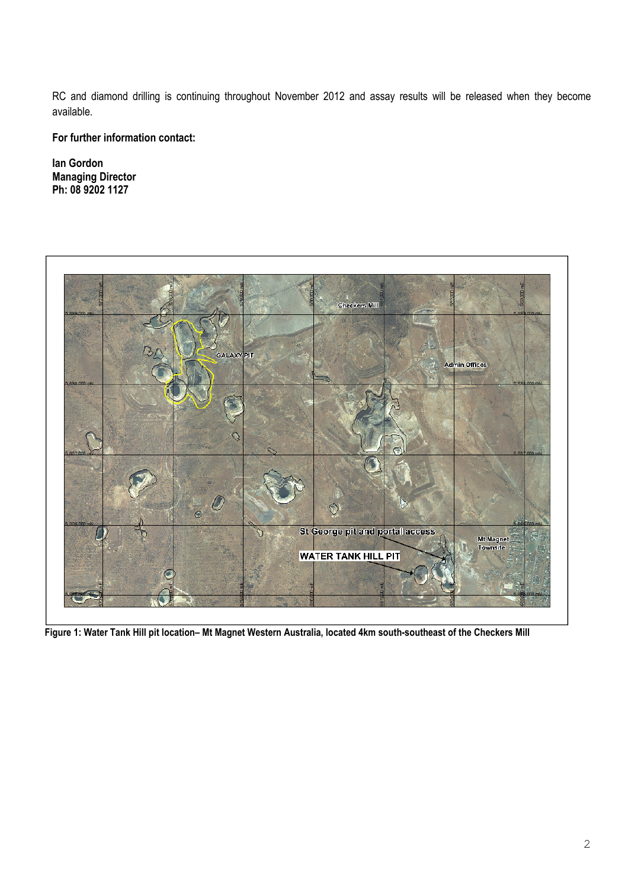RC and diamond drilling is continuing throughout November 2012 and assay results will be released when they become available.

**For further information contact:**

**Ian Gordon**
**Managing Director**
**Ph: 08 9202 1127**

**Figure 1: Water Tank Hill pit location– Mt Magnet Western Australia, located 4km south-southeast of the Checkers Mill**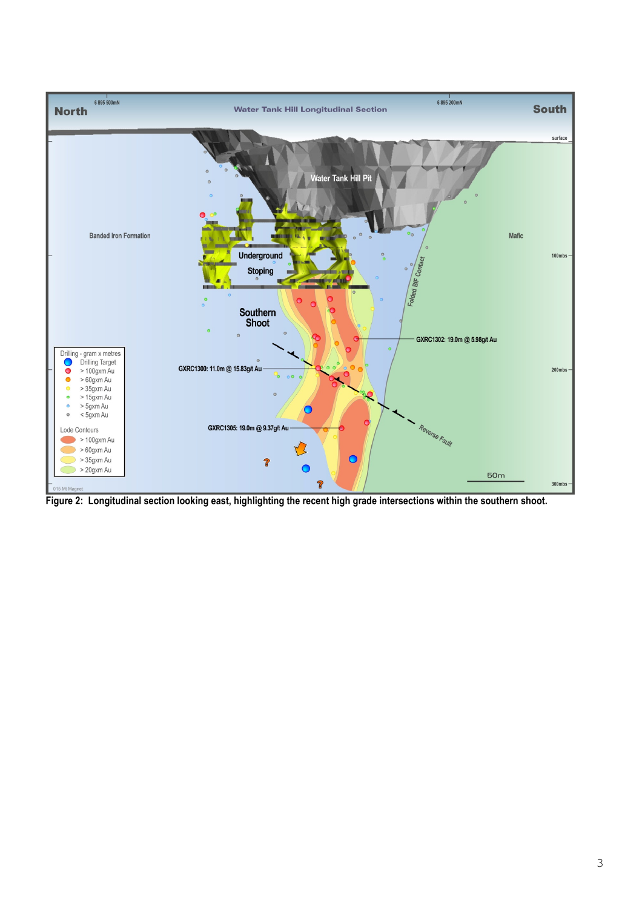Figure 2: Longitudinal section looking east, highlighting the recent high grade intersections within the southern shoot.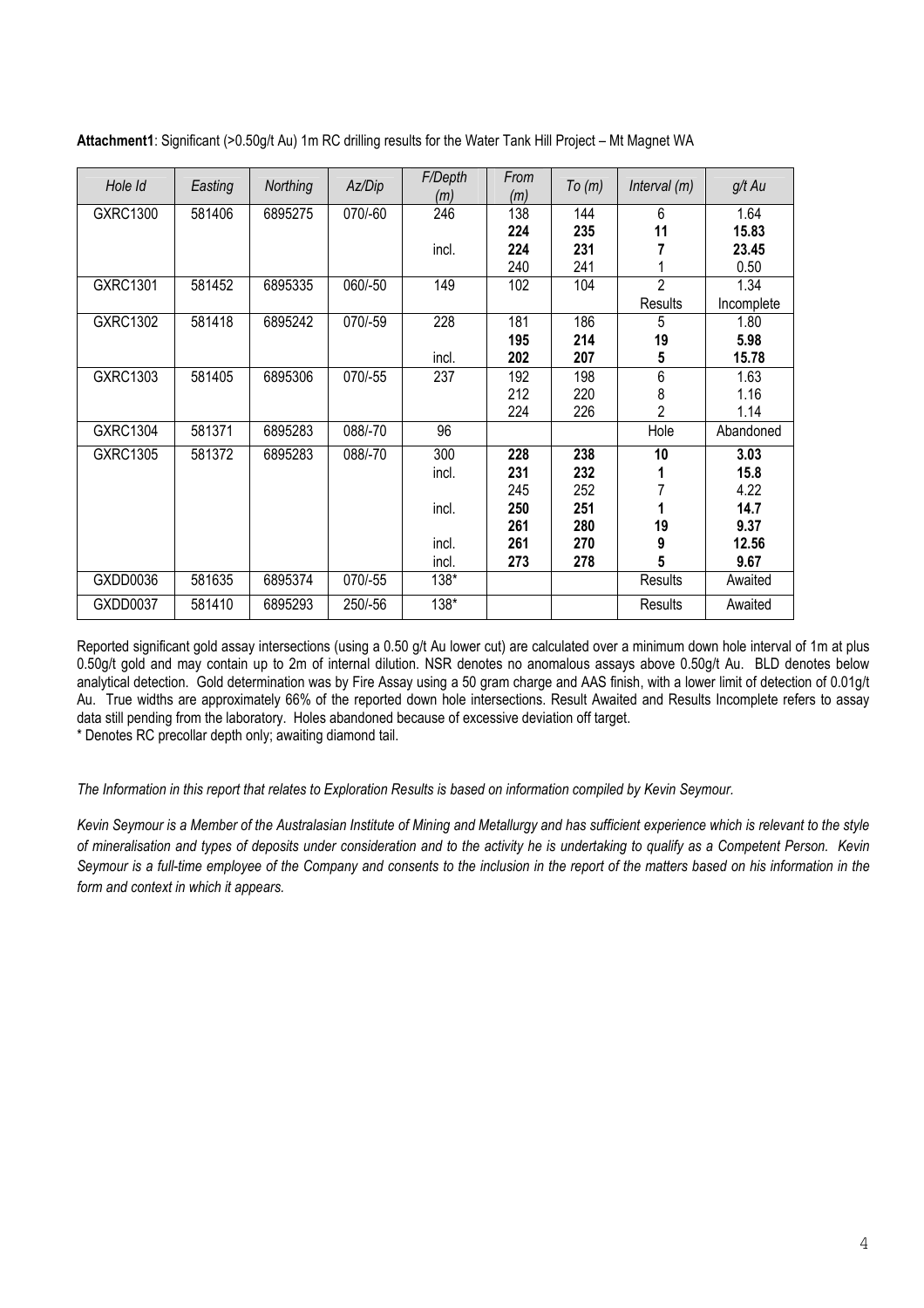**Attachment1**: Significant (>0.50g/t Au) 1m RC drilling results for the Water Tank Hill Project – Mt Magnet WA

| *Hole Id* | *Easting* | *Northing* | *Az/Dip* | *F/Depth (m)* | *From (m)* | *To (m)* | *Interval (m)* | *g/t Au* |
|---|---|---|---|---|---|---|---|---|
| GXRC1300 | 581406 | 6895275 | 070/-60 | 246 | 138 | 144 | 6 | 1.64 |
| | | | | | **224** | **235** | **11** | **15.83** |
| | | | | incl. | **224** | **231** | **7** | **23.45** |
| | | | | | 240 | 241 | 1 | 0.50 |
| GXRC1301 | 581452 | 6895335 | 060/-50 | 149 | 102 | 104 | 2 | 1.34 |
| | | | | | | | Results | Incomplete |
| GXRC1302 | 581418 | 6895242 | 070/-59 | 228 | 181 | 186 | 5 | 1.80 |
| | | | | | **195** | **214** | **19** | **5.98** |
| | | | | incl. | **202** | **207** | **5** | **15.78** |
| GXRC1303 | 581405 | 6895306 | 070/-55 | 237 | 192 | 198 | 6 | 1.63 |
| | | | | | 212 | 220 | 8 | 1.16 |
| | | | | | 224 | 226 | 2 | 1.14 |
| GXRC1304 | 581371 | 6895283 | 088/-70 | 96 | | | Hole | Abandoned |
| GXRC1305 | 581372 | 6895283 | 088/-70 | 300 | **228** | **238** | **10** | **3.03** |
| | | | | incl. | **231** | **232** | **1** | **15.8** |
| | | | | | 245 | 252 | 7 | 4.22 |
| | | | | incl. | **250** | **251** | **1** | **14.7** |
| | | | | | **261** | **280** | **19** | **9.37** |
| | | | | incl. | **261** | **270** | **9** | **12.56** |
| | | | | incl. | **273** | **278** | **5** | **9.67** |
| GXDD0036 | 581635 | 6895374 | 070/-55 | 138* | | | Results | Awaited |
| GXDD0037 | 581410 | 6895293 | 250/-56 | 138* | | | Results | Awaited |

Reported significant gold assay intersections (using a 0.50 g/t Au lower cut) are calculated over a minimum down hole interval of 1m at plus 0.50g/t gold and may contain up to 2m of internal dilution. NSR denotes no anomalous assays above 0.50g/t Au. BLD denotes below analytical detection. Gold determination was by Fire Assay using a 50 gram charge and AAS finish, with a lower limit of detection of 0.01g/t Au. True widths are approximately 66% of the reported down hole intersections. Result Awaited and Results Incomplete refers to assay data still pending from the laboratory. Holes abandoned because of excessive deviation off target.

* Denotes RC precollar depth only; awaiting diamond tail.

*The Information in this report that relates to Exploration Results is based on information compiled by Kevin Seymour.*

*Kevin Seymour is a Member of the Australasian Institute of Mining and Metallurgy and has sufficient experience which is relevant to the style of mineralisation and types of deposits under consideration and to the activity he is undertaking to qualify as a Competent Person. Kevin Seymour is a full-time employee of the Company and consents to the inclusion in the report of the matters based on his information in the form and context in which it appears.*